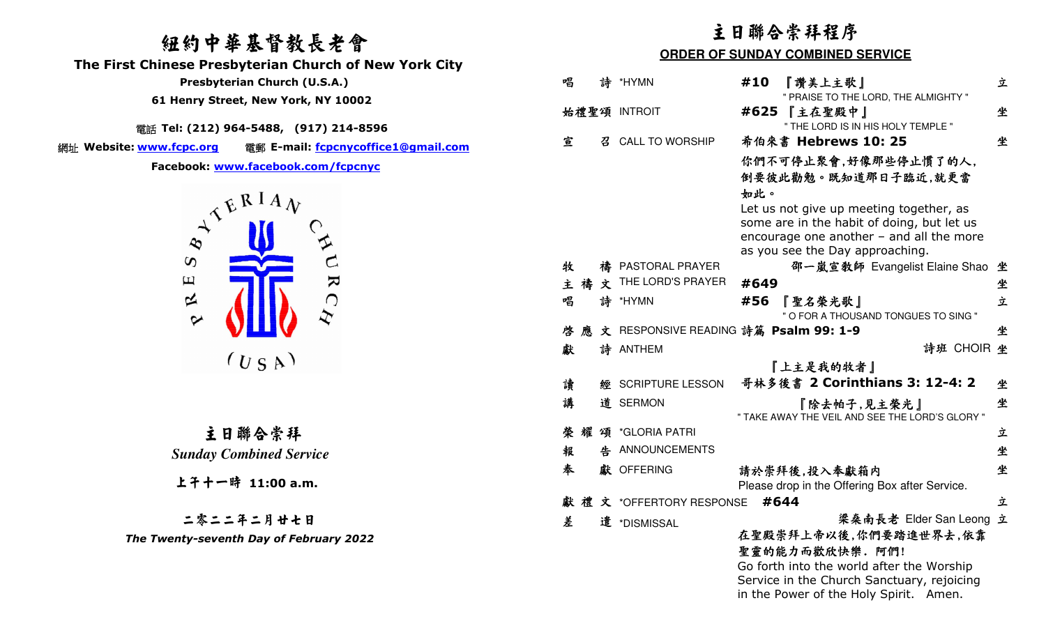# 紐約中華基督教長老會

## The First Chinese Presbyterian Church of New York City

**Presbyterian Church (U.S.A.)**

**61 Henry Street, New York, NY 10002**

電話 **Tel: (212) 964-5488, (917) 214-8596**

網址 **Website: www.fcpc.org** 電郵 **E-mail: fcpcnycoffice1@gmail.com**

**Facebook: www.facebook.com/fcpcnyc**

PRESBYTERIAN CHURCH (USA)

## 主日聯合崇拜

***Sunday Combined Service***

**上午十一時 11:00 a.m.**

**二零二二年二月廿七日**

***The Twenty-seventh Day of February 2022***

# 主日聯合崇拜程序

## ORDER OF SUNDAY COMBINED SERVICE

| | | | |
|---|---|---|---|
| 唱詩 | *HYMN | **#10** 『讚美上主歌』 " PRAISE TO THE LORD, THE ALMIGHTY " | 立 |
| 始禮聖頌 | INTROIT | **#625** 『主在聖殿中』 " THE LORD IS IN HIS HOLY TEMPLE " | 坐 |
| 宣召 | CALL TO WORSHIP | 希伯來書 **Hebrews 10: 25** 你們不可停止聚會,好像那些停止慣了的人,倒要彼此勸勉。既知道那日子臨近,就更當如此。 Let us not give up meeting together, as some are in the habit of doing, but let us encourage one another – and all the more as you see the Day approaching. | 坐 |
| 牧禱 | PASTORAL PRAYER | 邵一嵐宣教師 Evangelist Elaine Shao | 坐 |
| 主禱文 | THE LORD'S PRAYER | **#649** | 坐 |
| 唱詩 | *HYMN | **#56** 『聖名榮光歌』 " O FOR A THOUSAND TONGUES TO SING " | 立 |
| 啓應文 | RESPONSIVE READING | 詩篇 **Psalm 99: 1-9** | 坐 |
| 獻詩 | ANTHEM | 詩班 CHOIR 『上主是我的牧者』 | 坐 |
| 讀經 | SCRIPTURE LESSON | 哥林多後書 **2 Corinthians 3: 12-4: 2** | 坐 |
| 講道 | SERMON | 『除去帕子,見主榮光』 " TAKE AWAY THE VEIL AND SEE THE LORD'S GLORY " | 坐 |
| 榮耀頌 | *GLORIA PATRI | | 立 |
| 報告 | ANNOUNCEMENTS | | 坐 |
| 奉獻 | OFFERING | 請於崇拜後,投入奉獻箱內 Please drop in the Offering Box after Service. | 坐 |
| 獻禮文 | *OFFERTORY RESPONSE | **#644** | 立 |
| 差遣 | *DISMISSAL | 梁燊南長老 Elder San Leong 在聖殿崇拜上帝以後,你們要踏進世界去,依靠聖靈的能力而歡欣快樂. 阿們! Go forth into the world after the Worship Service in the Church Sanctuary, rejoicing in the Power of the Holy Spirit. Amen. | 立 |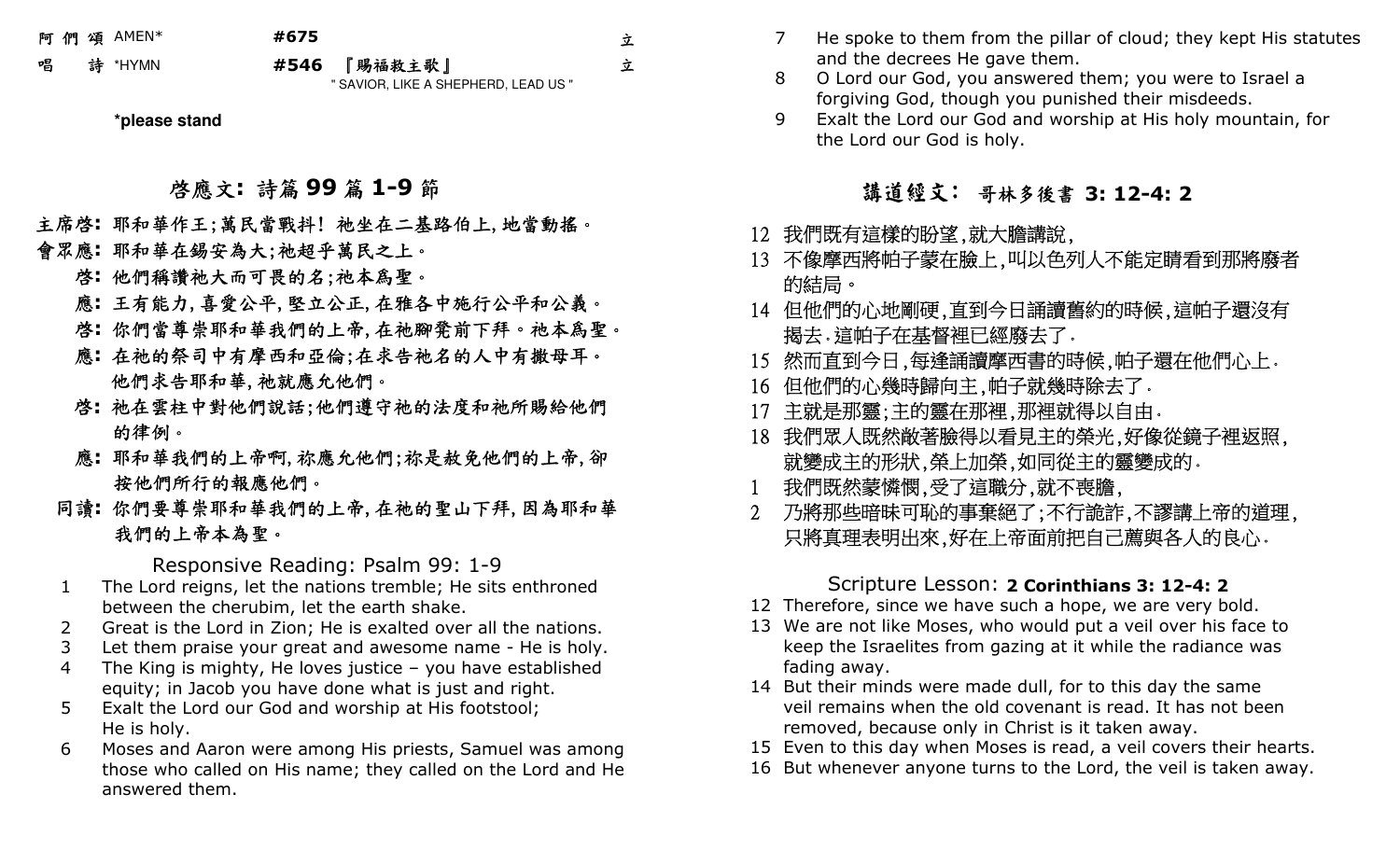阿 們 頌 AMEN* **#675** 立

唱 詩 *HYMN **#546** 『賜福救主歌』 " SAVIOR, LIKE A SHEPHERD, LEAD US " 立

**\*please stand**

## 啓應文: 詩篇 99 篇 1-9 節

**主席啓:** 耶和華作王;萬民當戰抖! 祂坐在二基路伯上,地當動搖。

**會眾應:** 耶和華在錫安為大;祂超乎萬民之上。

**啓:** 他們稱讚祂大而可畏的名;祂本為聖。

**應:** 王有能力,喜愛公平,堅立公正,在雅各中施行公平和公義。

**啓:** 你們當尊崇耶和華我們的上帝,在祂腳凳前下拜。祂本為聖。

**應:** 在祂的祭司中有摩西和亞倫;在求告祂名的人中有撒母耳。他們求告耶和華,祂就應允他們。

**啓:** 祂在雲柱中對他們說話;他們遵守祂的法度和祂所賜給他們的律例。

**應:** 耶和華我們的上帝啊,祢應允他們;祢是赦免他們的上帝,卻按他們所行的報應他們。

**同讀:** 你們要尊崇耶和華我們的上帝,在祂的聖山下拜,因為耶和華我們的上帝本為聖。

## Responsive Reading: Psalm 99: 1-9

1 The Lord reigns, let the nations tremble; He sits enthroned between the cherubim, let the earth shake.
2 Great is the Lord in Zion; He is exalted over all the nations.
3 Let them praise your great and awesome name - He is holy.
4 The King is mighty, He loves justice – you have established equity; in Jacob you have done what is just and right.
5 Exalt the Lord our God and worship at His footstool; He is holy.
6 Moses and Aaron were among His priests, Samuel was among those who called on His name; they called on the Lord and He answered them.
7 He spoke to them from the pillar of cloud; they kept His statutes and the decrees He gave them.
8 O Lord our God, you answered them; you were to Israel a forgiving God, though you punished their misdeeds.
9 Exalt the Lord our God and worship at His holy mountain, for the Lord our God is holy.

## 講道經文: 哥林多後書 3: 12-4: 2

12 我們既有這樣的盼望,就大膽講說,
13 不像摩西將帕子蒙在臉上,叫以色列人不能定睛看到那將廢者的結局。
14 但他們的心地剛硬,直到今日誦讀舊約的時候,這帕子還沒有揭去.這帕子在基督裡已經廢去了.
15 然而直到今日,每逢誦讀摩西書的時候,帕子還在他們心上.
16 但他們的心幾時歸向主,帕子就幾時除去了.
17 主就是那靈;主的靈在那裡,那裡就得以自由.
18 我們眾人既然敞著臉得以看見主的榮光,好像從鏡子裡返照,就變成主的形狀,榮上加榮,如同從主的靈變成的.
1 我們既然蒙憐憫,受了這職分,就不喪膽,
2 乃將那些暗昧可恥的事棄絕了;不行詭詐,不謬講上帝的道理,只將真理表明出來,好在上帝面前把自己薦與各人的良心.

## Scripture Lesson: 2 Corinthians 3: 12-4: 2

12 Therefore, since we have such a hope, we are very bold.
13 We are not like Moses, who would put a veil over his face to keep the Israelites from gazing at it while the radiance was fading away.
14 But their minds were made dull, for to this day the same veil remains when the old covenant is read. It has not been removed, because only in Christ is it taken away.
15 Even to this day when Moses is read, a veil covers their hearts.
16 But whenever anyone turns to the Lord, the veil is taken away.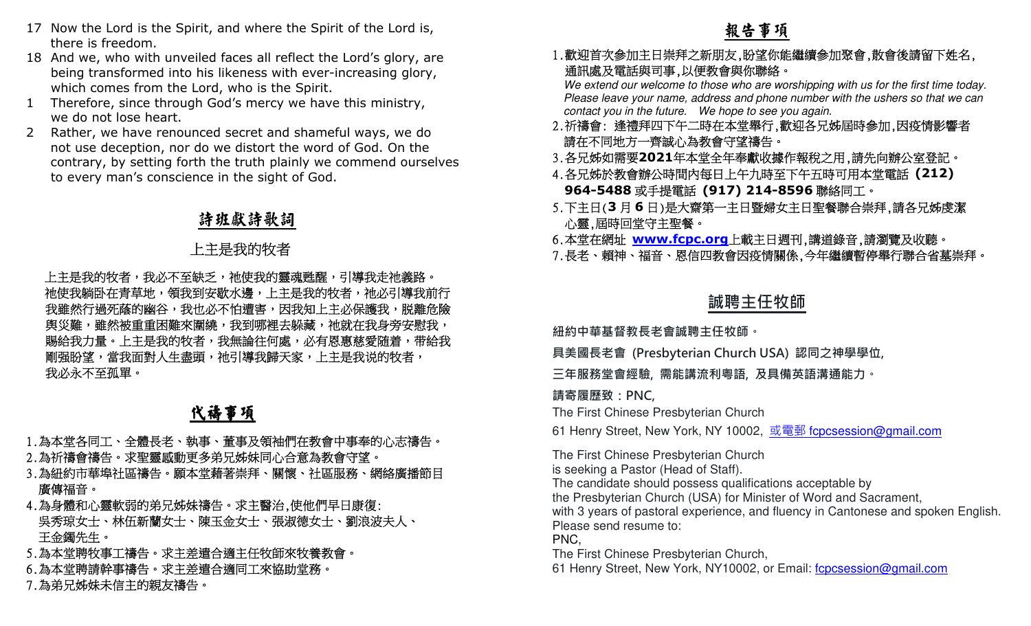17 Now the Lord is the Spirit, and where the Spirit of the Lord is, there is freedom.
18 And we, who with unveiled faces all reflect the Lord's glory, are being transformed into his likeness with ever-increasing glory, which comes from the Lord, who is the Spirit.
1 Therefore, since through God's mercy we have this ministry, we do not lose heart.
2 Rather, we have renounced secret and shameful ways, we do not use deception, nor do we distort the word of God. On the contrary, by setting forth the truth plainly we commend ourselves to every man's conscience in the sight of God.

## 詩班獻詩歌詞

### 上主是我的牧者

上主是我的牧者，我必不至缺乏，祂使我的靈魂甦醒，引導我走祂義路。祂使我躺卧在青草地，領我到安歇水邊，上主是我的牧者，祂必引導我前行我雖然行過死蔭的幽谷，我也必不怕遭害，因我知上主必保護我，脫離危險與災難，雖然被重重困難來圍繞，我到哪裡去躲藏，祂就在我身旁安慰我，賜給我力量。上主是我的牧者，我無論往何處，必有恩惠慈愛隨着，帶給我剛強盼望，當我面對人生盡頭，祂引導我歸天家，上主是我说的牧者，我必永不至孤單。

## 代禱事項

1. 為本堂各同工、全體長老、執事、董事及領袖們在教會中事奉的心志禱告。
2. 為祈禱會禱告。求聖靈感動更多弟兄姊妹同心合意為教會守望。
3. 為紐約市華埠社區禱告。願本堂藉著崇拜、關懷、社區服務、網絡廣播節目廣傳福音。
4. 為身體和心靈軟弱的弟兄姊妹禱告。求主醫治,使他們早日康復:
   吳秀琼女士、林伍新蘭女士、陳玉金女士、張淑德女士、劉浪波夫人、王金鐲先生。
5. 為本堂聘牧事工禱告。求主差遣合適主任牧師來牧養教會。
6. 為本堂聘請幹事禱告。求主差遣合適同工來協助堂務。
7. 為弟兄姊妹未信主的親友禱告。

## 報告事項

1. 歡迎首次參加主日崇拜之新朋友,盼望你能繼續參加聚會,散會後請留下姓名,通訊處及電話與司事,以便教會與你聯絡。
   *We extend our welcome to those who are worshipping with us for the first time today. Please leave your name, address and phone number with the ushers so that we can contact you in the future. We hope to see you again.*
2. 祈禱會: 逢禮拜四下午二時在本堂舉行,歡迎各兄姊屆時參加,因疫情影響者請在不同地方一齊誠心為教會守望禱告。
3. 各兄姊如需要**2021**年本堂全年奉獻收據作報稅之用,請先向辦公室登記。
4. 各兄姊於教會辦公時間內每日上午九時至下午五時可用本堂電話 **(212) 964-5488** 或手提電話 **(917) 214-8596** 聯絡同工。
5. 下主日(**3** 月 **6** 日)是大齋第一主日暨婦女主日聖餐聯合崇拜,請各兄姊虔潔心靈,屆時回堂守主聖餐。
6. 本堂在網址 **www.fcpc.org** 上載主日週刊,講道錄音,請瀏覽及收聽。
7. 長老、賴神、福音、恩信四教會因疫情關係,今年繼續暫停舉行聯合省墓崇拜。

## 誠聘主任牧師

**紐約中華基督教長老會誠聘主任牧師。**

**具美國長老會 (Presbyterian Church USA) 認同之神學學位,**

**三年服務堂會經驗, 需能講流利粵語, 及具備英語溝通能力。**

**請寄履歷致：PNC,**

The First Chinese Presbyterian Church

61 Henry Street, New York, NY 10002, 或電郵 fcpcsession@gmail.com

The First Chinese Presbyterian Church
is seeking a Pastor (Head of Staff).
The candidate should possess qualifications acceptable by
the Presbyterian Church (USA) for Minister of Word and Sacrament,
with 3 years of pastoral experience, and fluency in Cantonese and spoken English.
Please send resume to:
PNC,
The First Chinese Presbyterian Church,
61 Henry Street, New York, NY10002, or Email: fcpcsession@gmail.com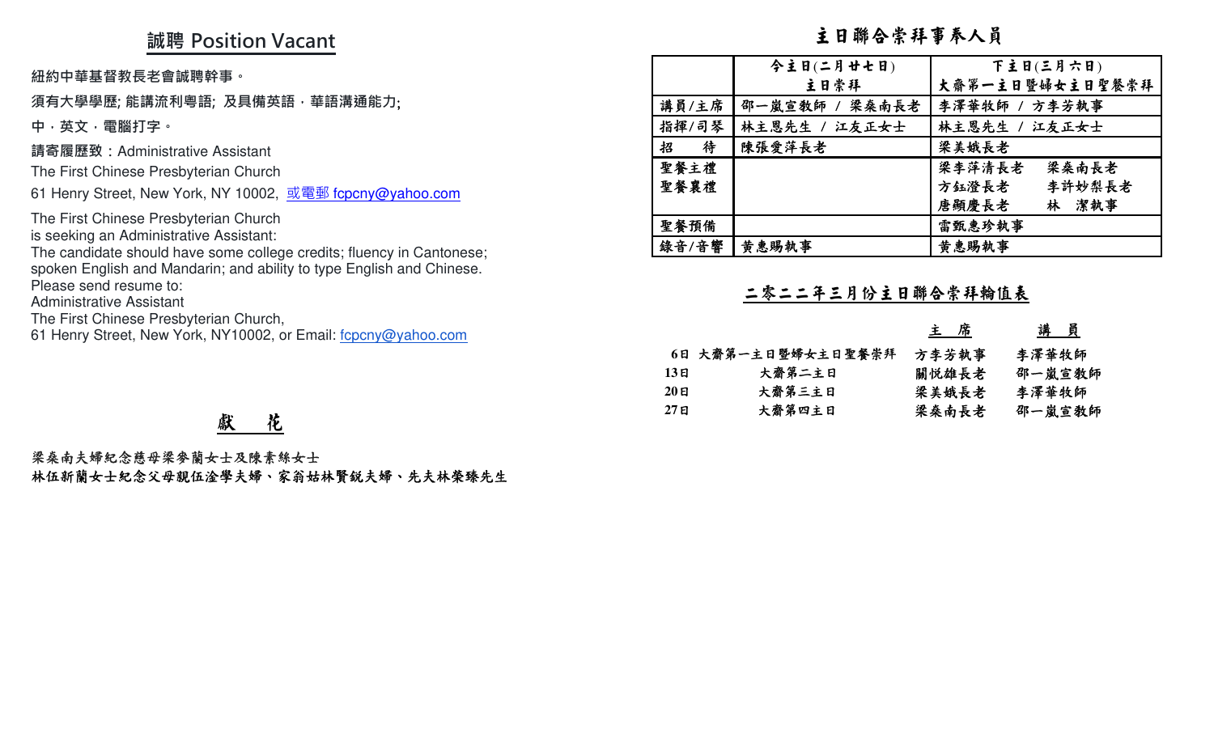## 誠聘 Position Vacant

紐約中華基督教長老會誠聘幹事。

須有大學學歷; 能講流利粵語; 及具備英語，華語溝通能力;

中，英文，電腦打字。

請寄履歷致：Administrative Assistant

The First Chinese Presbyterian Church

61 Henry Street, New York, NY 10002, 或電郵 fcpcny@yahoo.com

The First Chinese Presbyterian Church
is seeking an Administrative Assistant:
The candidate should have some college credits; fluency in Cantonese; spoken English and Mandarin; and ability to type English and Chinese.
Please send resume to:
Administrative Assistant
The First Chinese Presbyterian Church,
61 Henry Street, New York, NY10002, or Email: fcpcny@yahoo.com

## 獻 花

梁燊南夫婦紀念慈母梁麥蘭女士及陳素絲女士
林伍新蘭女士紀念父母親伍淦學夫婦、家翁姑林賢鋭夫婦、先夫林榮臻先生

## 主日聯合崇拜事奉人員

| | 今主日(二月廿七日) 主日崇拜 | 下主日(三月六日) 大齋第一主日暨婦女主日聖餐崇拜 |
|---|---|---|
| 講員/主席 | 邵一嵐宣教師 / 梁燊南長老 | 李澤華牧師 / 方李芳執事 |
| 指揮/司琴 | 林主恩先生 / 江友正女士 | 林主恩先生 / 江友正女士 |
| 招 待 | 陳張愛萍長老 | 梁美娥長老 |
| 聖餐主禮 聖餐襄禮 | | 梁李萍清長老 梁燊南長老 方鈺澄長老 李許妙梨長老 唐顯慶長老 林 潔執事 |
| 聖餐預備 | | 雷甄惠珍執事 |
| 錄音/音響 | 黃惠賜執事 | 黃惠賜執事 |

## 二零二二年三月份主日聯合崇拜輪值表

| | | 主 席 | 講 員 |
|---|---|---|---|
| 6日 | 大齋第一主日暨婦女主日聖餐崇拜 | 方李芳執事 | 李澤華牧師 |
| 13日 | 大齋第二主日 | 關悦雄長老 | 邵一嵐宣教師 |
| 20日 | 大齋第三主日 | 梁美娥長老 | 李澤華牧師 |
| 27日 | 大齋第四主日 | 梁燊南長老 | 邵一嵐宣教師 |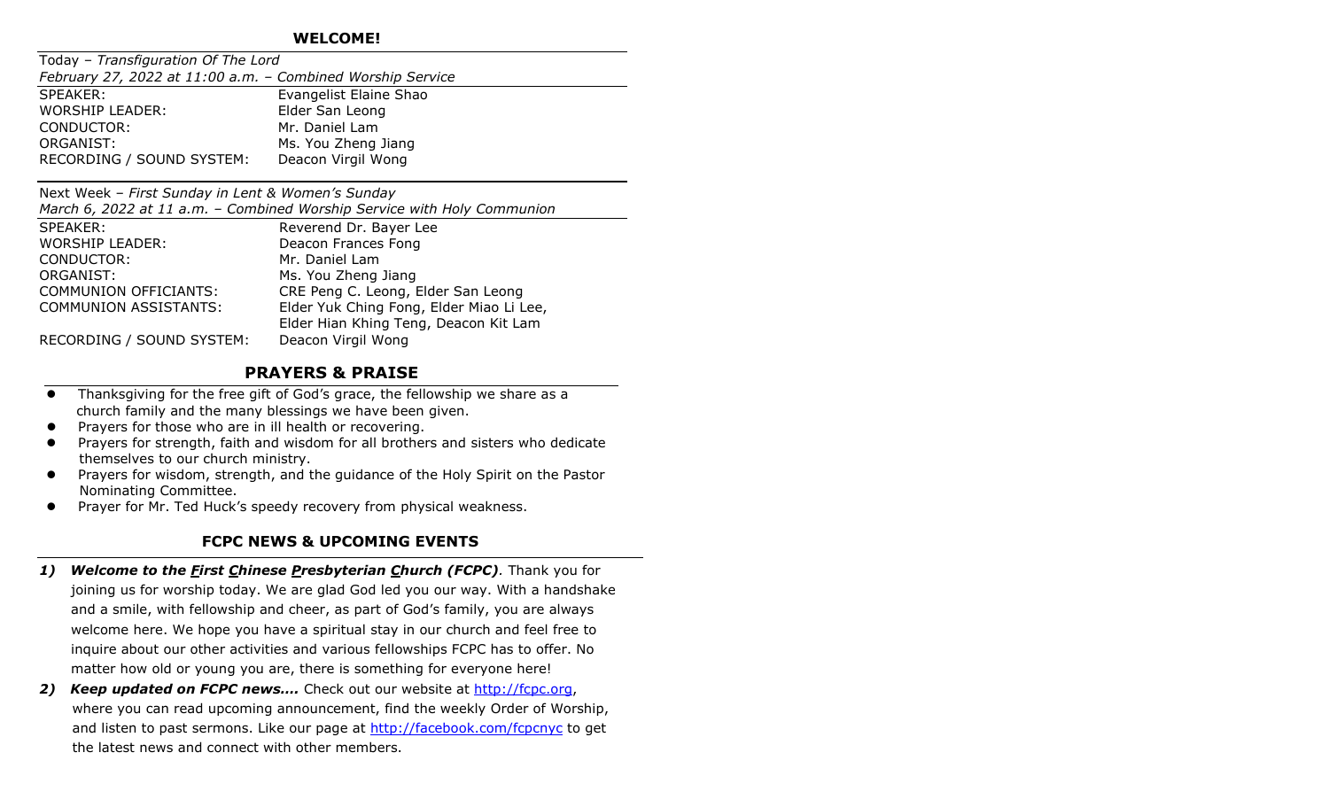## WELCOME!

Today – *Transfiguration Of The Lord*
*February 27, 2022 at 11:00 a.m. – Combined Worship Service*

| | |
|---|---|
| SPEAKER: | Evangelist Elaine Shao |
| WORSHIP LEADER: | Elder San Leong |
| CONDUCTOR: | Mr. Daniel Lam |
| ORGANIST: | Ms. You Zheng Jiang |
| RECORDING / SOUND SYSTEM: | Deacon Virgil Wong |

Next Week – *First Sunday in Lent & Women's Sunday*
*March 6, 2022 at 11 a.m. – Combined Worship Service with Holy Communion*

| | |
|---|---|
| SPEAKER: | Reverend Dr. Bayer Lee |
| WORSHIP LEADER: | Deacon Frances Fong |
| CONDUCTOR: | Mr. Daniel Lam |
| ORGANIST: | Ms. You Zheng Jiang |
| COMMUNION OFFICIANTS: | CRE Peng C. Leong, Elder San Leong |
| COMMUNION ASSISTANTS: | Elder Yuk Ching Fong, Elder Miao Li Lee, Elder Hian Khing Teng, Deacon Kit Lam |
| RECORDING / SOUND SYSTEM: | Deacon Virgil Wong |

## PRAYERS & PRAISE

- Thanksgiving for the free gift of God's grace, the fellowship we share as a church family and the many blessings we have been given.
- Prayers for those who are in ill health or recovering.
- Prayers for strength, faith and wisdom for all brothers and sisters who dedicate themselves to our church ministry.
- Prayers for wisdom, strength, and the guidance of the Holy Spirit on the Pastor Nominating Committee.
- Prayer for Mr. Ted Huck's speedy recovery from physical weakness.

## FCPC NEWS & UPCOMING EVENTS

1) ***Welcome to the First Chinese Presbyterian Church (FCPC)***. Thank you for joining us for worship today. We are glad God led you our way. With a handshake and a smile, with fellowship and cheer, as part of God's family, you are always welcome here. We hope you have a spiritual stay in our church and feel free to inquire about our other activities and various fellowships FCPC has to offer. No matter how old or young you are, there is something for everyone here!
2) ***Keep updated on FCPC news….*** Check out our website at http://fcpc.org, where you can read upcoming announcement, find the weekly Order of Worship, and listen to past sermons. Like our page at http://facebook.com/fcpcnyc to get the latest news and connect with other members.